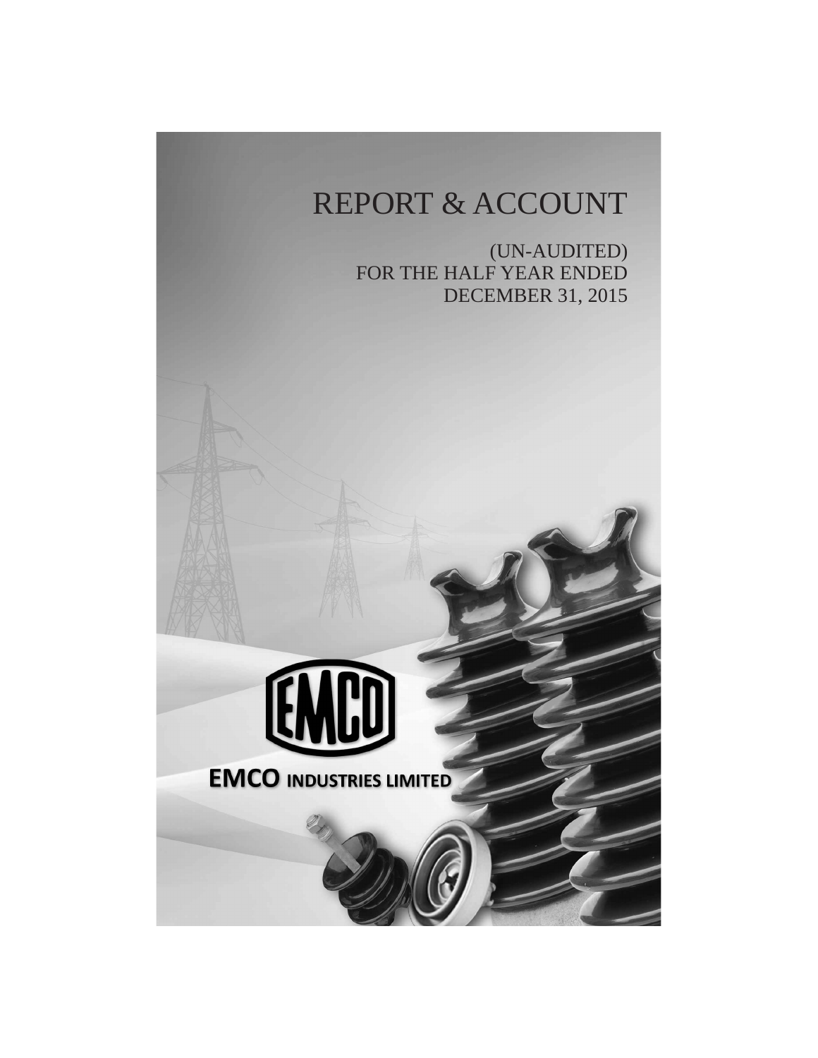# REPORT & ACCOUNT

(UN-AUDITED)
FOR THE HALF YEAR ENDED
DECEMBER 31, 2015

EMCO

**EMCO INDUSTRIES LIMITED**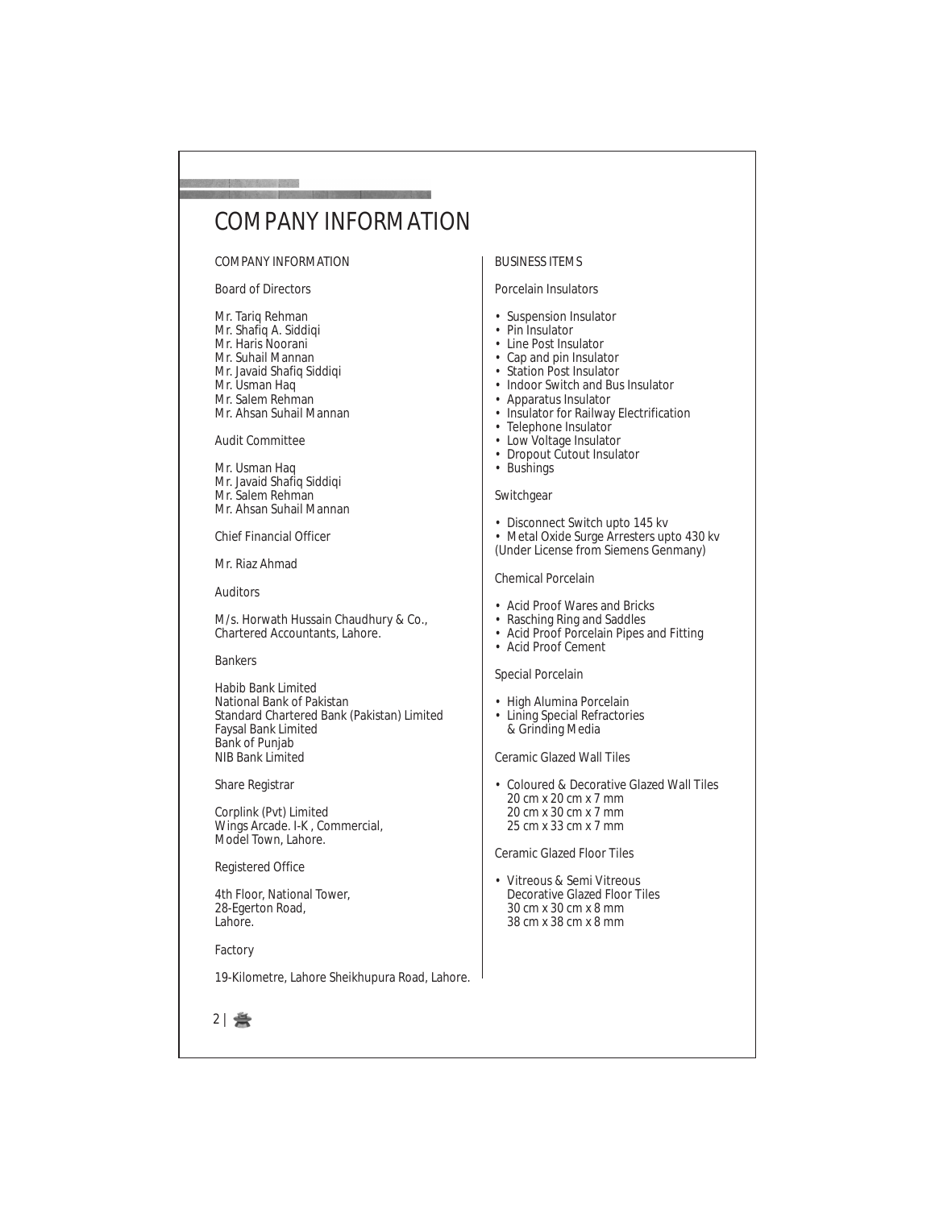# COMPANY INFORMATION

## COMPANY INFORMATION

### Board of Directors

Mr. Tariq Rehman
Mr. Shafiq A. Siddiqi
Mr. Haris Noorani
Mr. Suhail Mannan
Mr. Javaid Shafiq Siddiqi
Mr. Usman Haq
Mr. Salem Rehman
Mr. Ahsan Suhail Mannan

### Audit Committee

Mr. Usman Haq
Mr. Javaid Shafiq Siddiqi
Mr. Salem Rehman
Mr. Ahsan Suhail Mannan

### Chief Financial Officer

Mr. Riaz Ahmad

### Auditors

M/s. Horwath Hussain Chaudhury & Co.,
Chartered Accountants, Lahore.

### Bankers

Habib Bank Limited
National Bank of Pakistan
Standard Chartered Bank (Pakistan) Limited
Faysal Bank Limited
Bank of Punjab
NIB Bank Limited

### Share Registrar

Corplink (Pvt) Limited
Wings Arcade. I-K , Commercial,
Model Town, Lahore.

### Registered Office

4th Floor, National Tower,
28-Egerton Road,
Lahore.

### Factory

19-Kilometre, Lahore Sheikhupura Road, Lahore.

## BUSINESS ITEMS

### Porcelain Insulators

- Suspension Insulator
- Pin Insulator
- Line Post Insulator
- Cap and pin Insulator
- Station Post Insulator
- Indoor Switch and Bus Insulator
- Apparatus Insulator
- Insulator for Railway Electrification
- Telephone Insulator
- Low Voltage Insulator
- Dropout Cutout Insulator
- Bushings

### Switchgear

- Disconnect Switch upto 145 kv
- Metal Oxide Surge Arresters upto 430 kv (Under License from Siemens Genmany)

### Chemical Porcelain

- Acid Proof Wares and Bricks
- Rasching Ring and Saddles
- Acid Proof Porcelain Pipes and Fitting
- Acid Proof Cement

### Special Porcelain

- High Alumina Porcelain
- Lining Special Refractories & Grinding Media

### Ceramic Glazed Wall Tiles

- Coloured & Decorative Glazed Wall Tiles
  20 cm x 20 cm x 7 mm
  20 cm x 30 cm x 7 mm
  25 cm x 33 cm x 7 mm

### Ceramic Glazed Floor Tiles

- Vitreous & Semi Vitreous Decorative Glazed Floor Tiles
  30 cm x 30 cm x 8 mm
  38 cm x 38 cm x 8 mm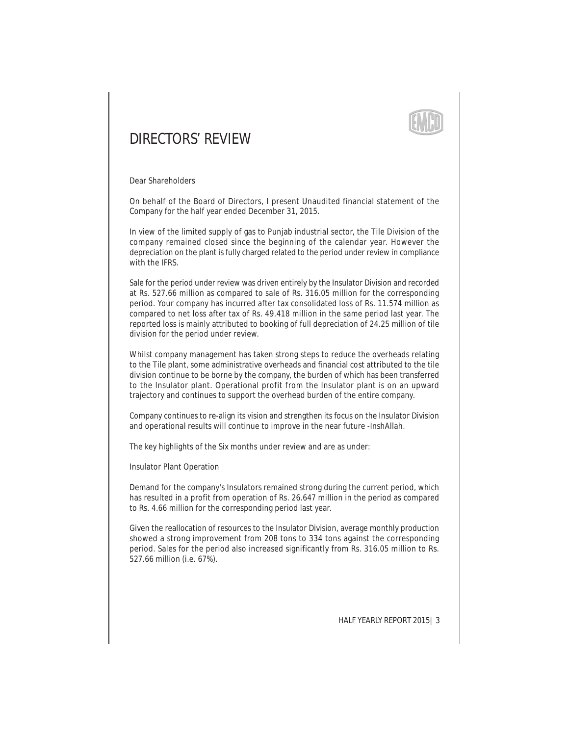# DIRECTORS' REVIEW

Dear Shareholders

On behalf of the Board of Directors, I present Unaudited financial statement of the Company for the half year ended December 31, 2015.

In view of the limited supply of gas to Punjab industrial sector, the Tile Division of the company remained closed since the beginning of the calendar year. However the depreciation on the plant is fully charged related to the period under review in compliance with the IFRS.

Sale for the period under review was driven entirely by the Insulator Division and recorded at Rs. 527.66 million as compared to sale of Rs. 316.05 million for the corresponding period. Your company has incurred after tax consolidated loss of Rs. 11.574 million as compared to net loss after tax of Rs. 49.418 million in the same period last year. The reported loss is mainly attributed to booking of full depreciation of 24.25 million of tile division for the period under review.

Whilst company management has taken strong steps to reduce the overheads relating to the Tile plant, some administrative overheads and financial cost attributed to the tile division continue to be borne by the company, the burden of which has been transferred to the Insulator plant. Operational profit from the Insulator plant is on an upward trajectory and continues to support the overhead burden of the entire company.

Company continues to re-align its vision and strengthen its focus on the Insulator Division and operational results will continue to improve in the near future -InshAllah.

The key highlights of the Six months under review and are as under:

Insulator Plant Operation

Demand for the company's Insulators remained strong during the current period, which has resulted in a profit from operation of Rs. 26.647 million in the period as compared to Rs. 4.66 million for the corresponding period last year.

Given the reallocation of resources to the Insulator Division, average monthly production showed a strong improvement from 208 tons to 334 tons against the corresponding period. Sales for the period also increased significantly from Rs. 316.05 million to Rs. 527.66 million (i.e. 67%).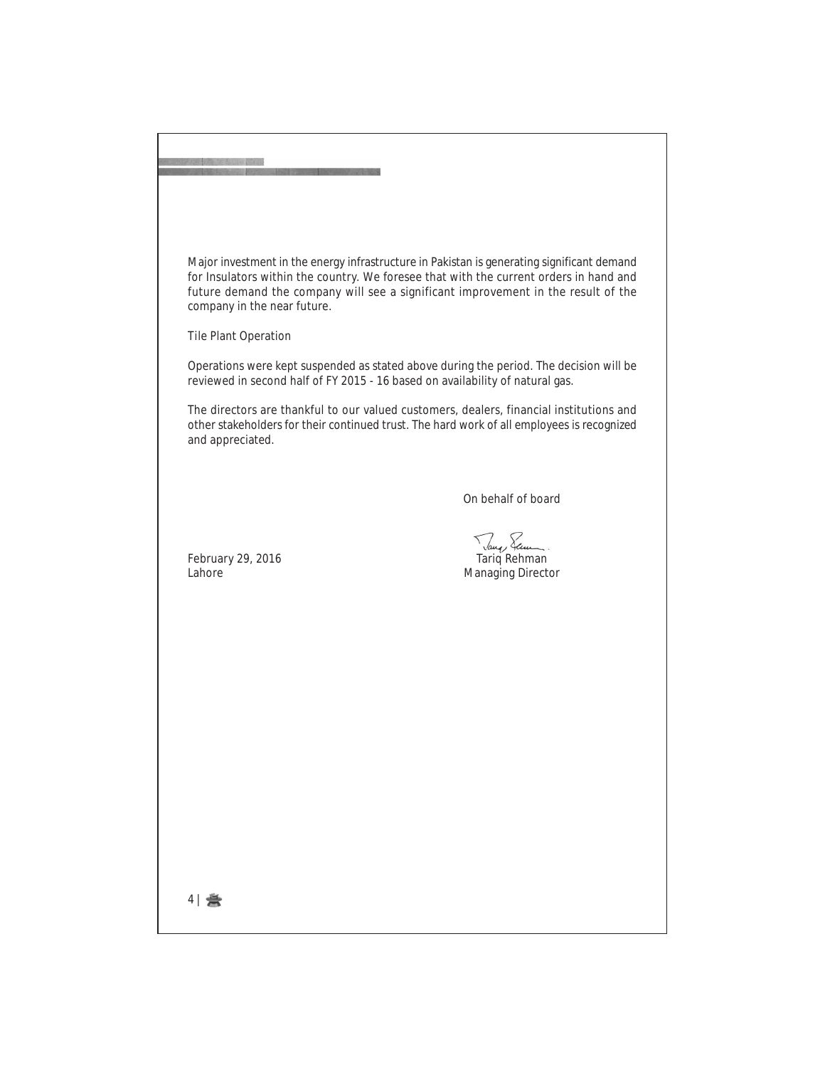Major investment in the energy infrastructure in Pakistan is generating significant demand for Insulators within the country. We foresee that with the current orders in hand and future demand the company will see a significant improvement in the result of the company in the near future.

Tile Plant Operation

Operations were kept suspended as stated above during the period. The decision will be reviewed in second half of FY 2015 - 16 based on availability of natural gas.

The directors are thankful to our valued customers, dealers, financial institutions and other stakeholders for their continued trust. The hard work of all employees is recognized and appreciated.

On behalf of board

February 29, 2016
Lahore

Tariq Rehman
Managing Director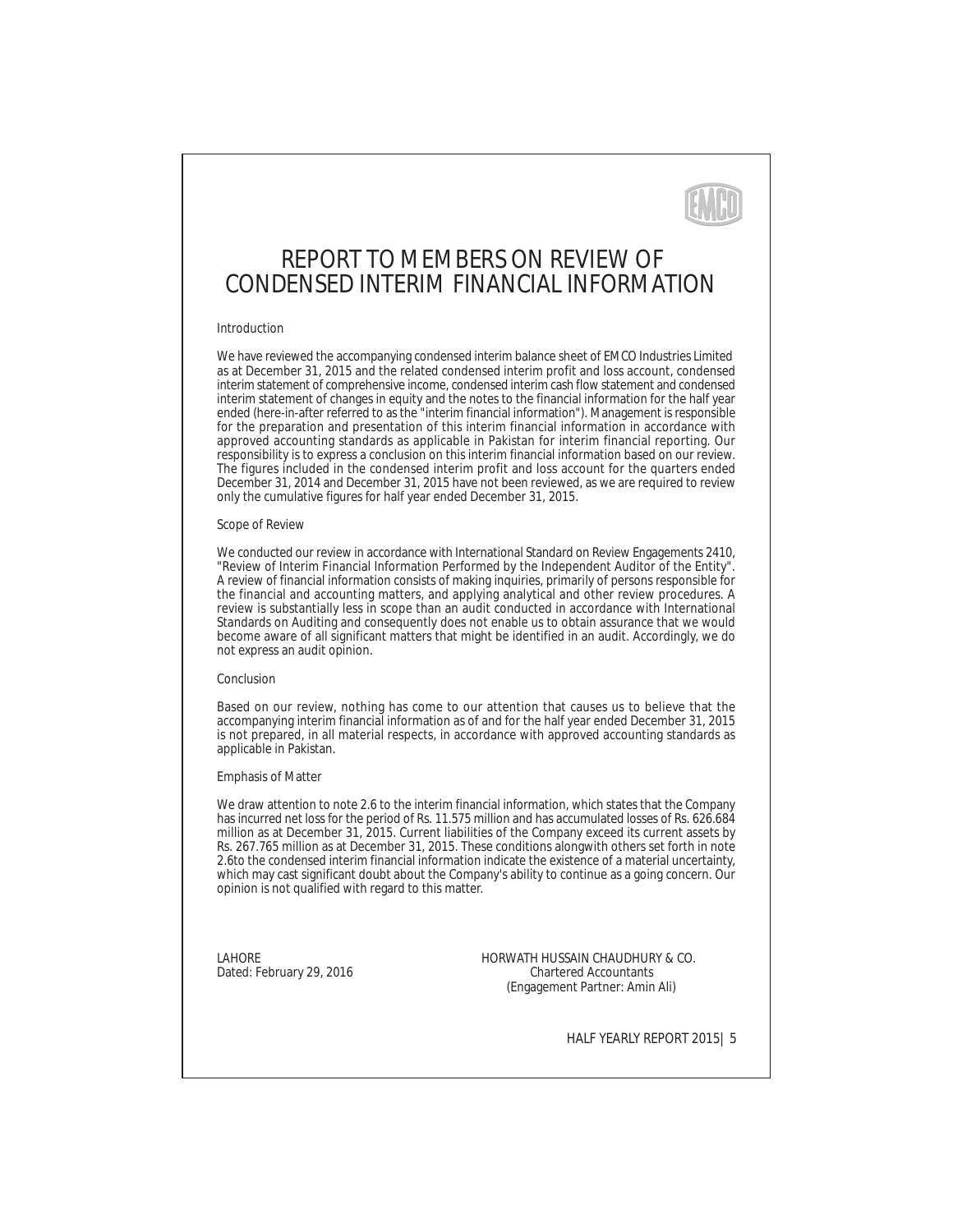# REPORT TO MEMBERS ON REVIEW OF CONDENSED INTERIM FINANCIAL INFORMATION

## Introduction

We have reviewed the accompanying condensed interim balance sheet of EMCO Industries Limited as at December 31, 2015 and the related condensed interim profit and loss account, condensed interim statement of comprehensive income, condensed interim cash flow statement and condensed interim statement of changes in equity and the notes to the financial information for the half year ended (here-in-after referred to as the "interim financial information"). Management is responsible for the preparation and presentation of this interim financial information in accordance with approved accounting standards as applicable in Pakistan for interim financial reporting. Our responsibility is to express a conclusion on this interim financial information based on our review. The figures included in the condensed interim profit and loss account for the quarters ended December 31, 2014 and December 31, 2015 have not been reviewed, as we are required to review only the cumulative figures for half year ended December 31, 2015.

## Scope of Review

We conducted our review in accordance with International Standard on Review Engagements 2410, "Review of Interim Financial Information Performed by the Independent Auditor of the Entity". A review of financial information consists of making inquiries, primarily of persons responsible for the financial and accounting matters, and applying analytical and other review procedures. A review is substantially less in scope than an audit conducted in accordance with International Standards on Auditing and consequently does not enable us to obtain assurance that we would become aware of all significant matters that might be identified in an audit. Accordingly, we do not express an audit opinion.

## Conclusion

Based on our review, nothing has come to our attention that causes us to believe that the accompanying interim financial information as of and for the half year ended December 31, 2015 is not prepared, in all material respects, in accordance with approved accounting standards as applicable in Pakistan.

## Emphasis of Matter

We draw attention to note 2.6 to the interim financial information, which states that the Company has incurred net loss for the period of Rs. 11.575 million and has accumulated losses of Rs. 626.684 million as at December 31, 2015. Current liabilities of the Company exceed its current assets by Rs. 267.765 million as at December 31, 2015. These conditions alongwith others set forth in note 2.6to the condensed interim financial information indicate the existence of a material uncertainty, which may cast significant doubt about the Company's ability to continue as a going concern. Our opinion is not qualified with regard to this matter.

LAHORE
Dated: February 29, 2016

HORWATH HUSSAIN CHAUDHURY & CO.
Chartered Accountants
(Engagement Partner: Amin Ali)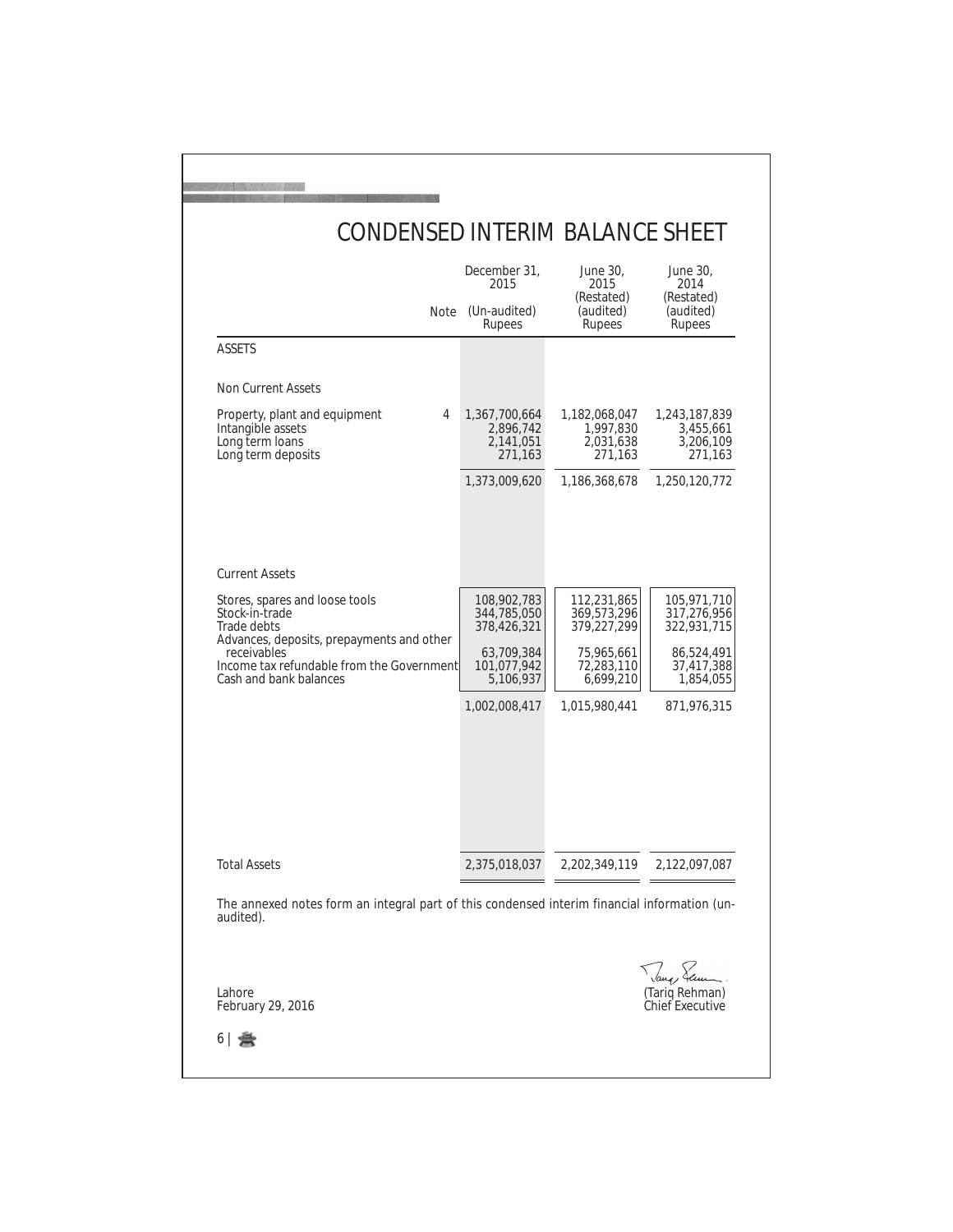# CONDENSED INTERIM BALANCE SHEET

| | Note | December 31, 2015 (Un-audited) Rupees | June 30, 2015 (Restated) (audited) Rupees | June 30, 2014 (Restated) (audited) Rupees |
|---|---|---|---|---|
| **ASSETS** | | | | |
| **Non Current Assets** | | | | |
| Property, plant and equipment | 4 | 1,367,700,664 | 1,182,068,047 | 1,243,187,839 |
| Intangible assets | | 2,896,742 | 1,997,830 | 3,455,661 |
| Long term loans | | 2,141,051 | 2,031,638 | 3,206,109 |
| Long term deposits | | 271,163 | 271,163 | 271,163 |
| | | 1,373,009,620 | 1,186,368,678 | 1,250,120,772 |
| **Current Assets** | | | | |
| Stores, spares and loose tools | | 108,902,783 | 112,231,865 | 105,971,710 |
| Stock-in-trade | | 344,785,050 | 369,573,296 | 317,276,956 |
| Trade debts | | 378,426,321 | 379,227,299 | 322,931,715 |
| Advances, deposits, prepayments and other receivables | | 63,709,384 | 75,965,661 | 86,524,491 |
| Income tax refundable from the Government | | 101,077,942 | 72,283,110 | 37,417,388 |
| Cash and bank balances | | 5,106,937 | 6,699,210 | 1,854,055 |
| | | 1,002,008,417 | 1,015,980,441 | 871,976,315 |
| **Total Assets** | | 2,375,018,037 | 2,202,349,119 | 2,122,097,087 |

The annexed notes form an integral part of this condensed interim financial information (un-audited).

Lahore
February 29, 2016

(Tariq Rehman)
Chief Executive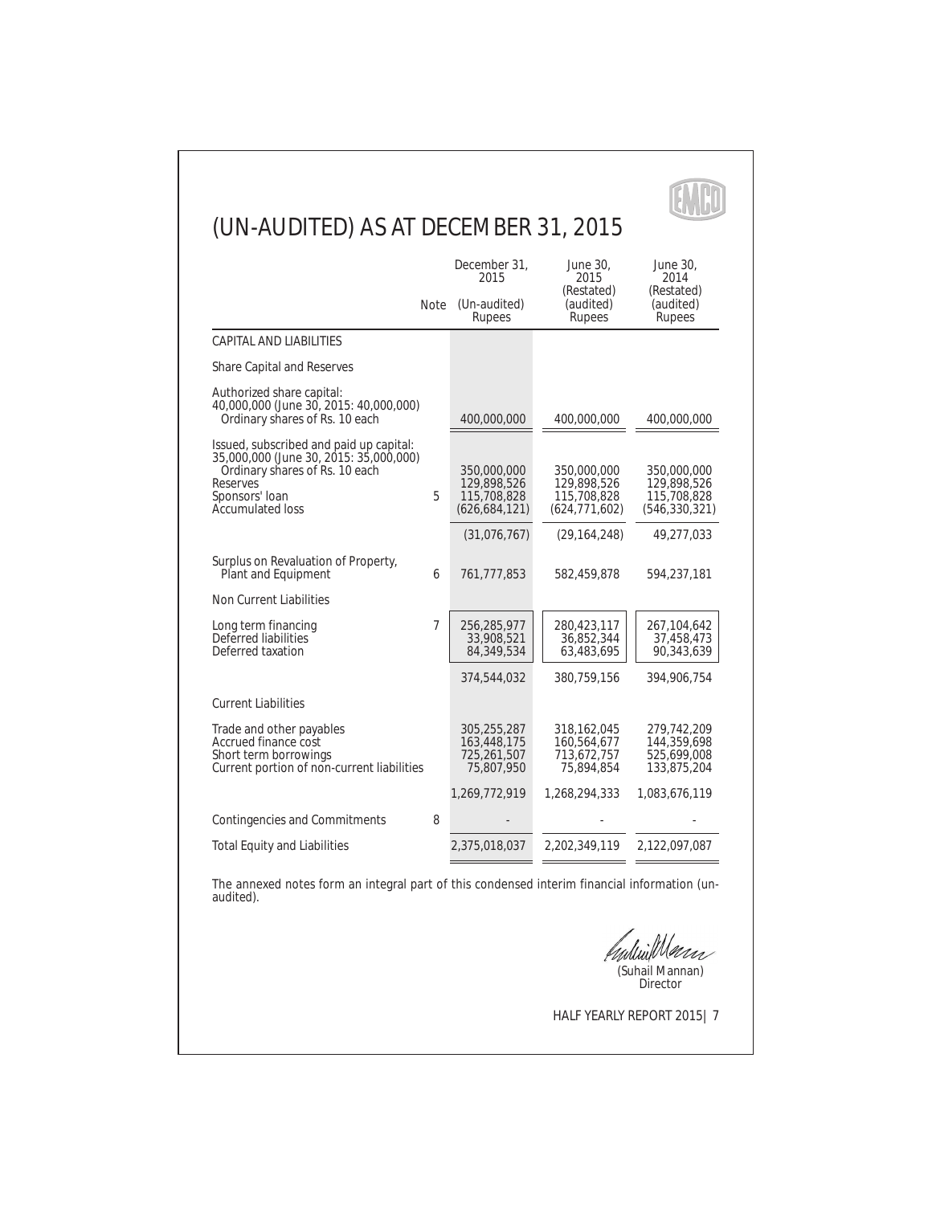# (UN-AUDITED) AS AT DECEMBER 31, 2015

| | Note | December 31, 2015 (Un-audited) Rupees | June 30, 2015 (Restated) (audited) Rupees | June 30, 2014 (Restated) (audited) Rupees |
|---|---|---|---|---|
| **CAPITAL AND LIABILITIES** | | | | |
| **Share Capital and Reserves** | | | | |
| Authorized share capital: 40,000,000 (June 30, 2015: 40,000,000) Ordinary shares of Rs. 10 each | | 400,000,000 | 400,000,000 | 400,000,000 |
| Issued, subscribed and paid up capital: 35,000,000 (June 30, 2015: 35,000,000) Ordinary shares of Rs. 10 each | | 350,000,000 | 350,000,000 | 350,000,000 |
| Reserves | | 129,898,526 | 129,898,526 | 129,898,526 |
| Sponsors' loan | 5 | 115,708,828 | 115,708,828 | 115,708,828 |
| Accumulated loss | | (626,684,121) | (624,771,602) | (546,330,321) |
| | | (31,076,767) | (29,164,248) | 49,277,033 |
| Surplus on Revaluation of Property, Plant and Equipment | 6 | 761,777,853 | 582,459,878 | 594,237,181 |
| **Non Current Liabilities** | | | | |
| Long term financing | 7 | 256,285,977 | 280,423,117 | 267,104,642 |
| Deferred liabilities | | 33,908,521 | 36,852,344 | 37,458,473 |
| Deferred taxation | | 84,349,534 | 63,483,695 | 90,343,639 |
| | | 374,544,032 | 380,759,156 | 394,906,754 |
| **Current Liabilities** | | | | |
| Trade and other payables | | 305,255,287 | 318,162,045 | 279,742,209 |
| Accrued finance cost | | 163,448,175 | 160,564,677 | 144,359,698 |
| Short term borrowings | | 725,261,507 | 713,672,757 | 525,699,008 |
| Current portion of non-current liabilities | | 75,807,950 | 75,894,854 | 133,875,204 |
| | | 1,269,772,919 | 1,268,294,333 | 1,083,676,119 |
| Contingencies and Commitments | 8 | - | - | - |
| **Total Equity and Liabilities** | | 2,375,018,037 | 2,202,349,119 | 2,122,097,087 |

The annexed notes form an integral part of this condensed interim financial information (un-audited).

(Suhail Mannan)
Director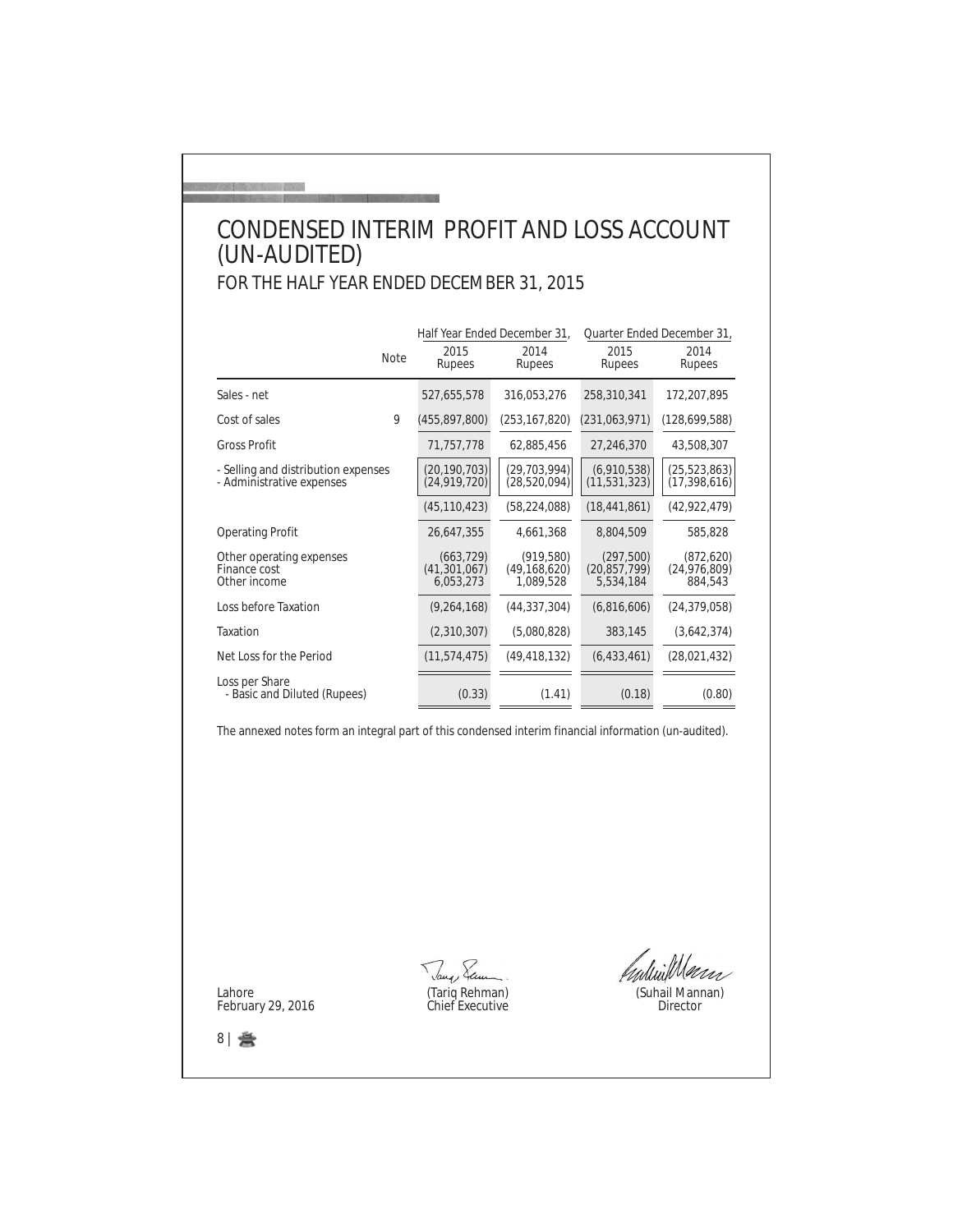# CONDENSED INTERIM PROFIT AND LOSS ACCOUNT (UN-AUDITED)

## FOR THE HALF YEAR ENDED DECEMBER 31, 2015

| | Note | Half Year Ended December 31, | | Quarter Ended December 31, | |
|---|---|---|---|---|---|
| | | 2015 Rupees | 2014 Rupees | 2015 Rupees | 2014 Rupees |
| Sales - net | | 527,655,578 | 316,053,276 | 258,310,341 | 172,207,895 |
| Cost of sales | 9 | (455,897,800) | (253,167,820) | (231,063,971) | (128,699,588) |
| Gross Profit | | 71,757,778 | 62,885,456 | 27,246,370 | 43,508,307 |
| - Selling and distribution expenses | | (20,190,703) | (29,703,994) | (6,910,538) | (25,523,863) |
| - Administrative expenses | | (24,919,720) | (28,520,094) | (11,531,323) | (17,398,616) |
| | | (45,110,423) | (58,224,088) | (18,441,861) | (42,922,479) |
| Operating Profit | | 26,647,355 | 4,661,368 | 8,804,509 | 585,828 |
| Other operating expenses | | (663,729) | (919,580) | (297,500) | (872,620) |
| Finance cost | | (41,301,067) | (49,168,620) | (20,857,799) | (24,976,809) |
| Other income | | 6,053,273 | 1,089,528 | 5,534,184 | 884,543 |
| Loss before Taxation | | (9,264,168) | (44,337,304) | (6,816,606) | (24,379,058) |
| Taxation | | (2,310,307) | (5,080,828) | 383,145 | (3,642,374) |
| Net Loss for the Period | | (11,574,475) | (49,418,132) | (6,433,461) | (28,021,432) |
| Loss per Share - Basic and Diluted (Rupees) | | (0.33) | (1.41) | (0.18) | (0.80) |

The annexed notes form an integral part of this condensed interim financial information (un-audited).

Lahore
February 29, 2016

(Tariq Rehman)
Chief Executive

(Suhail Mannan)
Director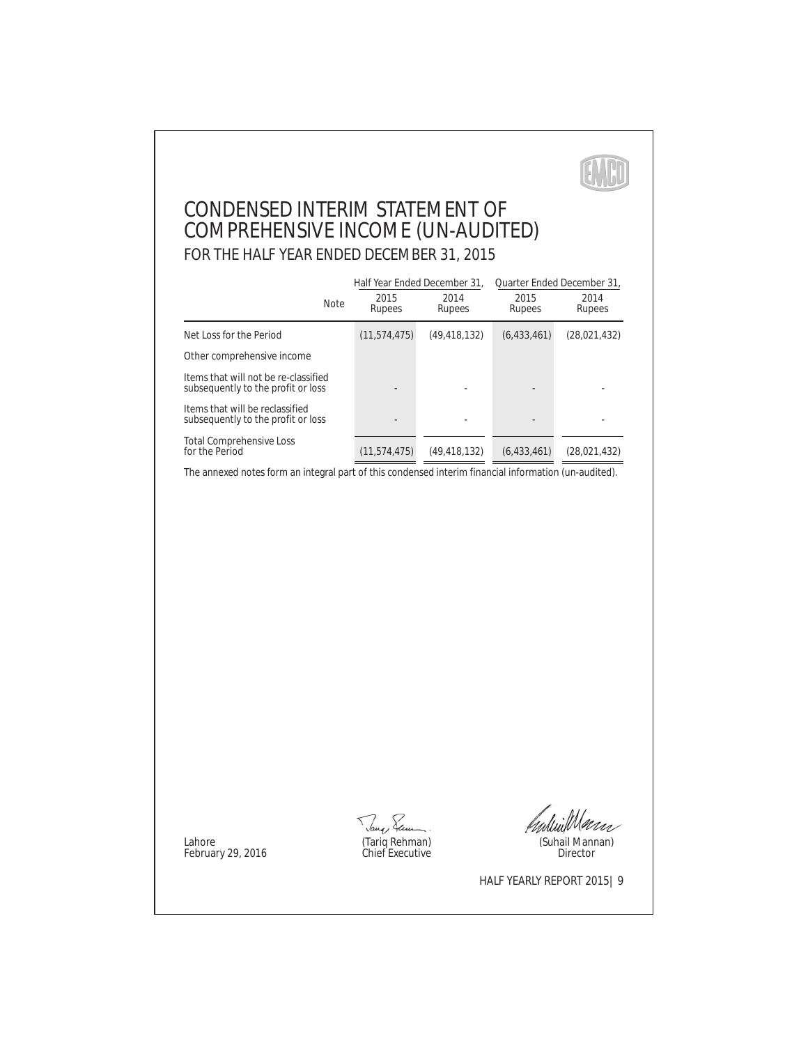# CONDENSED INTERIM STATEMENT OF COMPREHENSIVE INCOME (UN-AUDITED)

## FOR THE HALF YEAR ENDED DECEMBER 31, 2015

| | Note | Half Year Ended December 31, | | Quarter Ended December 31, | |
|---|---|---|---|---|---|
| | | 2015 Rupees | 2014 Rupees | 2015 Rupees | 2014 Rupees |
| Net Loss for the Period | | (11,574,475) | (49,418,132) | (6,433,461) | (28,021,432) |
| Other comprehensive income | | | | | |
| Items that will not be re-classified subsequently to the profit or loss | | - | - | - | - |
| Items that will be reclassified subsequently to the profit or loss | | - | - | - | - |
| Total Comprehensive Loss for the Period | | (11,574,475) | (49,418,132) | (6,433,461) | (28,021,432) |

The annexed notes form an integral part of this condensed interim financial information (un-audited).

Lahore
February 29, 2016

(Tariq Rehman)
Chief Executive

(Suhail Mannan)
Director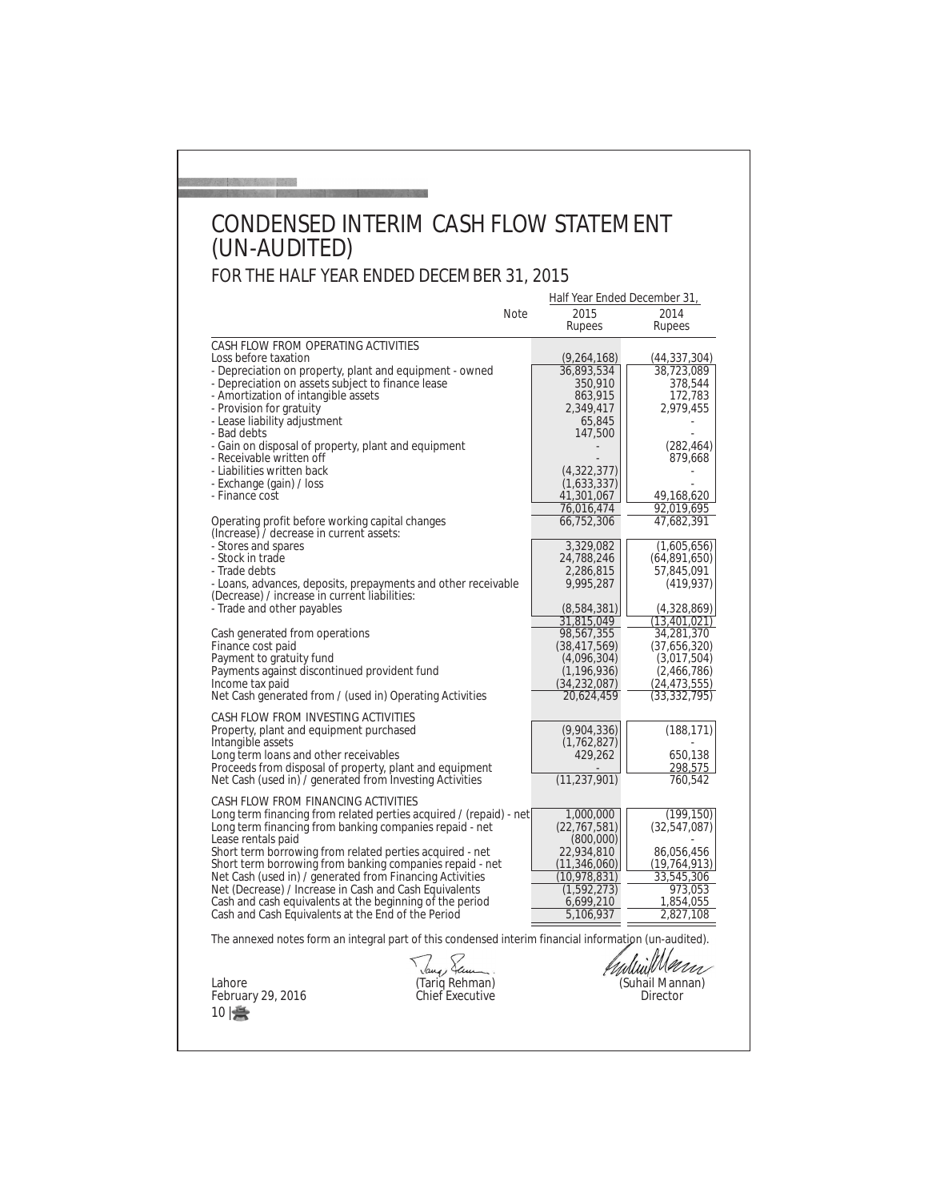# CONDENSED INTERIM CASH FLOW STATEMENT (UN-AUDITED)

## FOR THE HALF YEAR ENDED DECEMBER 31, 2015

| | Note | Half Year Ended December 31, 2015 Rupees | 2014 Rupees |
|---|---|---|---|
| **CASH FLOW FROM OPERATING ACTIVITIES** | | | |
| Loss before taxation | | (9,264,168) | (44,337,304) |
| - Depreciation on property, plant and equipment - owned | | 36,893,534 | 38,723,089 |
| - Depreciation on assets subject to finance lease | | 350,910 | 378,544 |
| - Amortization of intangible assets | | 863,915 | 172,783 |
| - Provision for gratuity | | 2,349,417 | 2,979,455 |
| - Lease liability adjustment | | 65,845 | - |
| - Bad debts | | 147,500 | - |
| - Gain on disposal of property, plant and equipment | | - | (282,464) |
| - Receivable written off | | - | 879,668 |
| - Liabilities written back | | (4,322,377) | - |
| - Exchange (gain) / loss | | (1,633,337) | - |
| - Finance cost | | 41,301,067 | 49,168,620 |
| | | 76,016,474 | 92,019,695 |
| Operating profit before working capital changes | | 66,752,306 | 47,682,391 |
| (Increase) / decrease in current assets: | | | |
| - Stores and spares | | 3,329,082 | (1,605,656) |
| - Stock in trade | | 24,788,246 | (64,891,650) |
| - Trade debts | | 2,286,815 | 57,845,091 |
| - Loans, advances, deposits, prepayments and other receivable | | 9,995,287 | (419,937) |
| (Decrease) / increase in current liabilities: | | | |
| - Trade and other payables | | (8,584,381) | (4,328,869) |
| | | 31,815,049 | (13,401,021) |
| Cash generated from operations | | 98,567,355 | 34,281,370 |
| Finance cost paid | | (38,417,569) | (37,656,320) |
| Payment to gratuity fund | | (4,096,304) | (3,017,504) |
| Payments against discontinued provident fund | | (1,196,936) | (2,466,786) |
| Income tax paid | | (34,232,087) | (24,473,555) |
| Net Cash generated from / (used in) Operating Activities | | 20,624,459 | (33,332,795) |
| **CASH FLOW FROM INVESTING ACTIVITIES** | | | |
| Property, plant and equipment purchased | | (9,904,336) | (188,171) |
| Intangible assets | | (1,762,827) | - |
| Long term loans and other receivables | | 429,262 | 650,138 |
| Proceeds from disposal of property, plant and equipment | | - | 298,575 |
| Net Cash (used in) / generated from Investing Activities | | (11,237,901) | 760,542 |
| **CASH FLOW FROM FINANCING ACTIVITIES** | | | |
| Long term financing from related perties acquired / (repaid) - net | | 1,000,000 | (199,150) |
| Long term financing from banking companies repaid - net | | (22,767,581) | (32,547,087) |
| Lease rentals paid | | (800,000) | - |
| Short term borrowing from related perties acquired - net | | 22,934,810 | 86,056,456 |
| Short term borrowing from banking companies repaid - net | | (11,346,060) | (19,764,913) |
| Net Cash (used in) / generated from Financing Activities | | (10,978,831) | 33,545,306 |
| Net (Decrease) / Increase in Cash and Cash Equivalents | | (1,592,273) | 973,053 |
| Cash and cash equivalents at the beginning of the period | | 6,699,210 | 1,854,055 |
| Cash and Cash Equivalents at the End of the Period | | 5,106,937 | 2,827,108 |

The annexed notes form an integral part of this condensed interim financial information (un-audited).

Lahore
February 29, 2016

(Tariq Rehman)
Chief Executive

(Suhail Mannan)
Director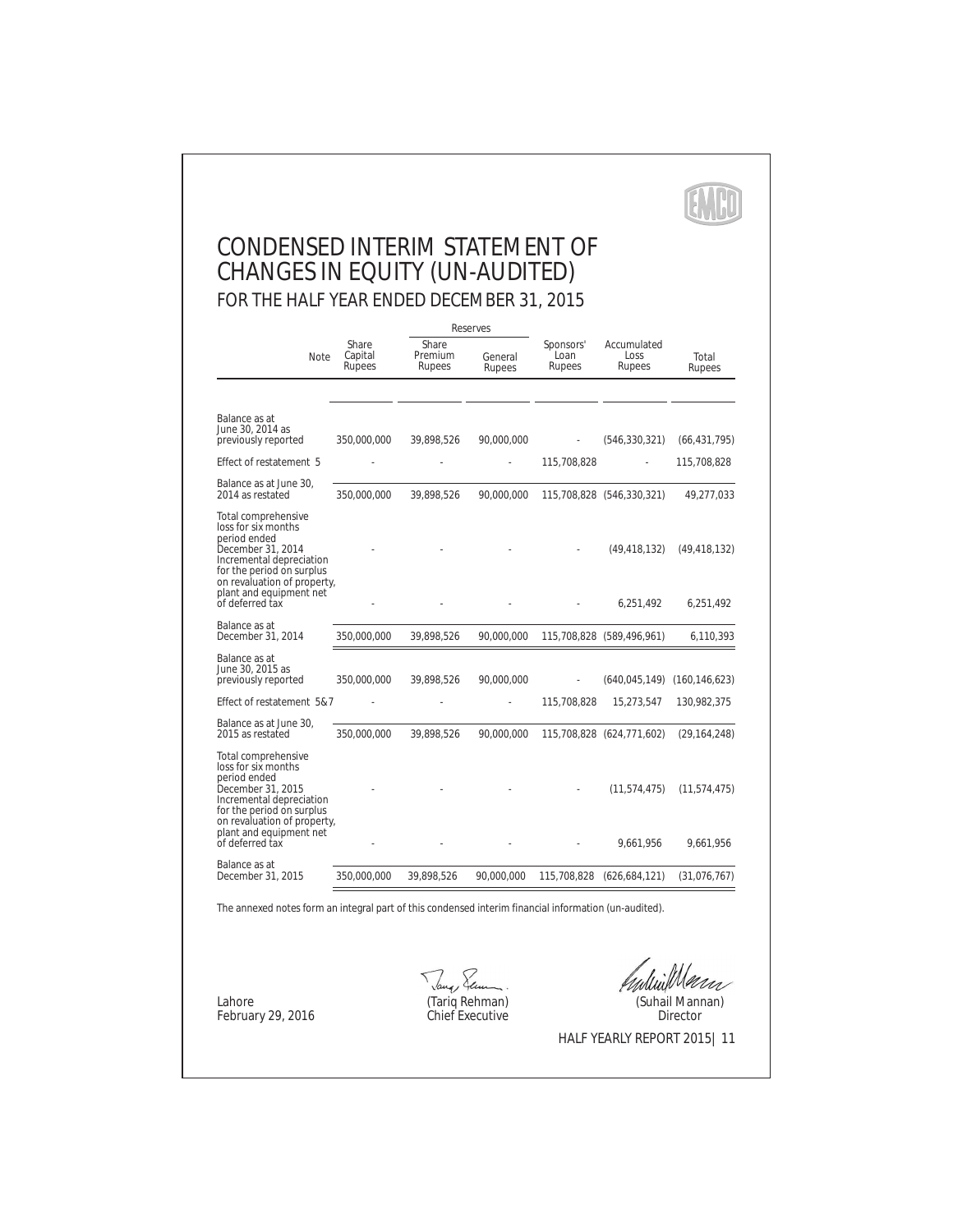# CONDENSED INTERIM STATEMENT OF CHANGES IN EQUITY (UN-AUDITED)

## FOR THE HALF YEAR ENDED DECEMBER 31, 2015

| | Note | Share Capital Rupees | Reserves | | Sponsors' Loan Rupees | Accumulated Loss Rupees | Total Rupees |
|---|---|---|---|---|---|---|---|
| | | | Share Premium Rupees | General Rupees | | | |
| Balance as at June 30, 2014 as previously reported | | 350,000,000 | 39,898,526 | 90,000,000 | - | (546,330,321) | (66,431,795) |
| Effect of restatement | 5 | - | - | - | 115,708,828 | - | 115,708,828 |
| Balance as at June 30, 2014 as restated | | 350,000,000 | 39,898,526 | 90,000,000 | 115,708,828 | (546,330,321) | 49,277,033 |
| Total comprehensive loss for six months period ended December 31, 2014 | | - | - | - | - | (49,418,132) | (49,418,132) |
| Incremental depreciation for the period on surplus on revaluation of property, plant and equipment net of deferred tax | | - | - | - | - | 6,251,492 | 6,251,492 |
| Balance as at December 31, 2014 | | 350,000,000 | 39,898,526 | 90,000,000 | 115,708,828 | (589,496,961) | 6,110,393 |
| Balance as at June 30, 2015 as previously reported | | 350,000,000 | 39,898,526 | 90,000,000 | - | (640,045,149) | (160,146,623) |
| Effect of restatement | 5&7 | - | - | - | 115,708,828 | 15,273,547 | 130,982,375 |
| Balance as at June 30, 2015 as restated | | 350,000,000 | 39,898,526 | 90,000,000 | 115,708,828 | (624,771,602) | (29,164,248) |
| Total comprehensive loss for six months period ended December 31, 2015 | | - | - | - | - | (11,574,475) | (11,574,475) |
| Incremental depreciation for the period on surplus on revaluation of property, plant and equipment net of deferred tax | | - | - | - | - | 9,661,956 | 9,661,956 |
| Balance as at December 31, 2015 | | 350,000,000 | 39,898,526 | 90,000,000 | 115,708,828 | (626,684,121) | (31,076,767) |

The annexed notes form an integral part of this condensed interim financial information (un-audited).

Lahore
February 29, 2016

(Tariq Rehman)
Chief Executive

(Suhail Mannan)
Director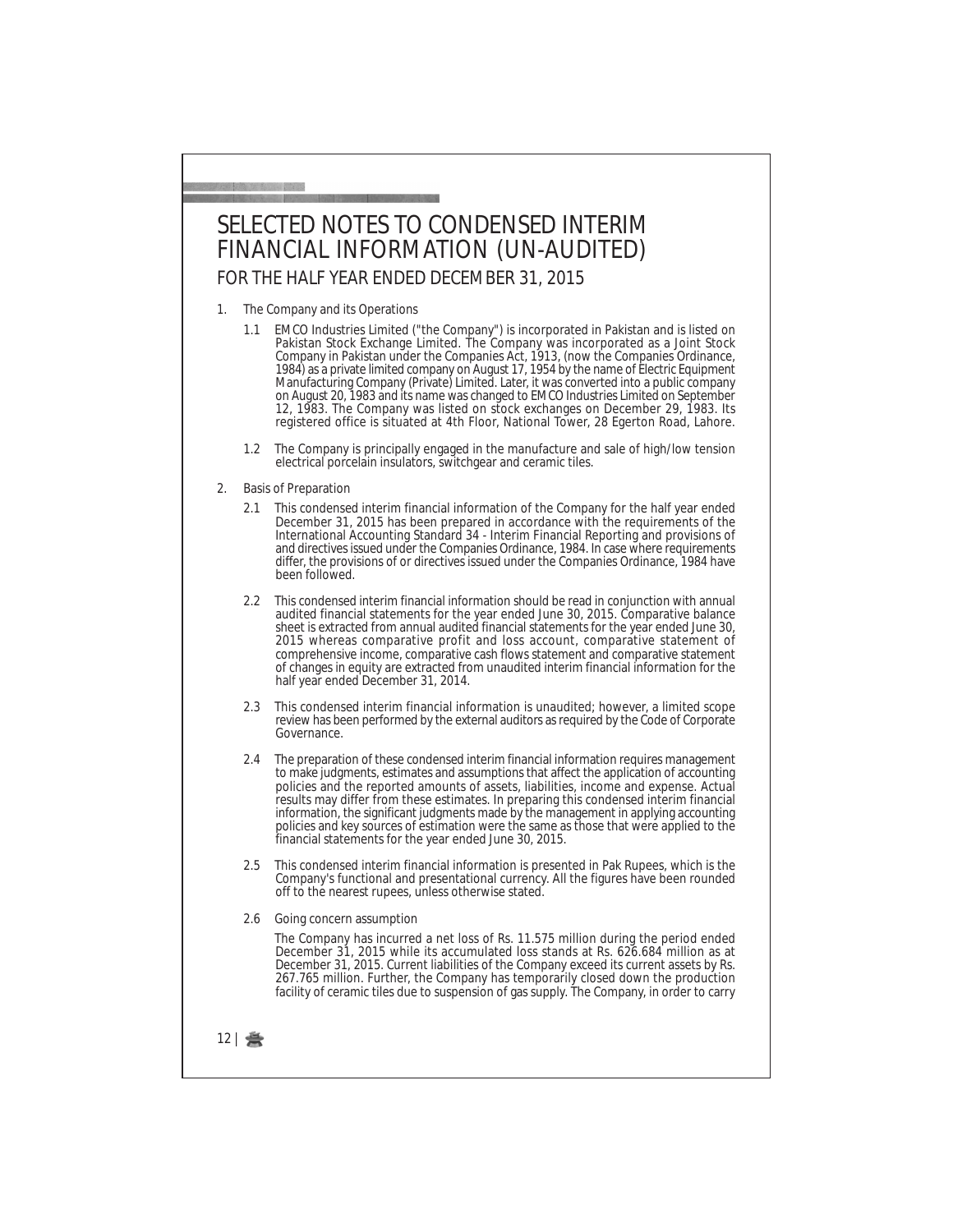# SELECTED NOTES TO CONDENSED INTERIM FINANCIAL INFORMATION (UN-AUDITED)

## FOR THE HALF YEAR ENDED DECEMBER 31, 2015

1. The Company and its Operations

   1.1 EMCO Industries Limited ("the Company") is incorporated in Pakistan and is listed on Pakistan Stock Exchange Limited. The Company was incorporated as a Joint Stock Company in Pakistan under the Companies Act, 1913, (now the Companies Ordinance, 1984) as a private limited company on August 17, 1954 by the name of Electric Equipment Manufacturing Company (Private) Limited. Later, it was converted into a public company on August 20, 1983 and its name was changed to EMCO Industries Limited on September 12, 1983. The Company was listed on stock exchanges on December 29, 1983. Its registered office is situated at 4th Floor, National Tower, 28 Egerton Road, Lahore.

   1.2 The Company is principally engaged in the manufacture and sale of high/low tension electrical porcelain insulators, switchgear and ceramic tiles.

2. Basis of Preparation

   2.1 This condensed interim financial information of the Company for the half year ended December 31, 2015 has been prepared in accordance with the requirements of the International Accounting Standard 34 - Interim Financial Reporting and provisions of and directives issued under the Companies Ordinance, 1984. In case where requirements differ, the provisions of or directives issued under the Companies Ordinance, 1984 have been followed.

   2.2 This condensed interim financial information should be read in conjunction with annual audited financial statements for the year ended June 30, 2015. Comparative balance sheet is extracted from annual audited financial statements for the year ended June 30, 2015 whereas comparative profit and loss account, comparative statement of comprehensive income, comparative cash flows statement and comparative statement of changes in equity are extracted from unaudited interim financial information for the half year ended December 31, 2014.

   2.3 This condensed interim financial information is unaudited; however, a limited scope review has been performed by the external auditors as required by the Code of Corporate Governance.

   2.4 The preparation of these condensed interim financial information requires management to make judgments, estimates and assumptions that affect the application of accounting policies and the reported amounts of assets, liabilities, income and expense. Actual results may differ from these estimates. In preparing this condensed interim financial information, the significant judgments made by the management in applying accounting policies and key sources of estimation were the same as those that were applied to the financial statements for the year ended June 30, 2015.

   2.5 This condensed interim financial information is presented in Pak Rupees, which is the Company's functional and presentational currency. All the figures have been rounded off to the nearest rupees, unless otherwise stated.

   2.6 Going concern assumption

   The Company has incurred a net loss of Rs. 11.575 million during the period ended December 31, 2015 while its accumulated loss stands at Rs. 626.684 million as at December 31, 2015. Current liabilities of the Company exceed its current assets by Rs. 267.765 million. Further, the Company has temporarily closed down the production facility of ceramic tiles due to suspension of gas supply. The Company, in order to carry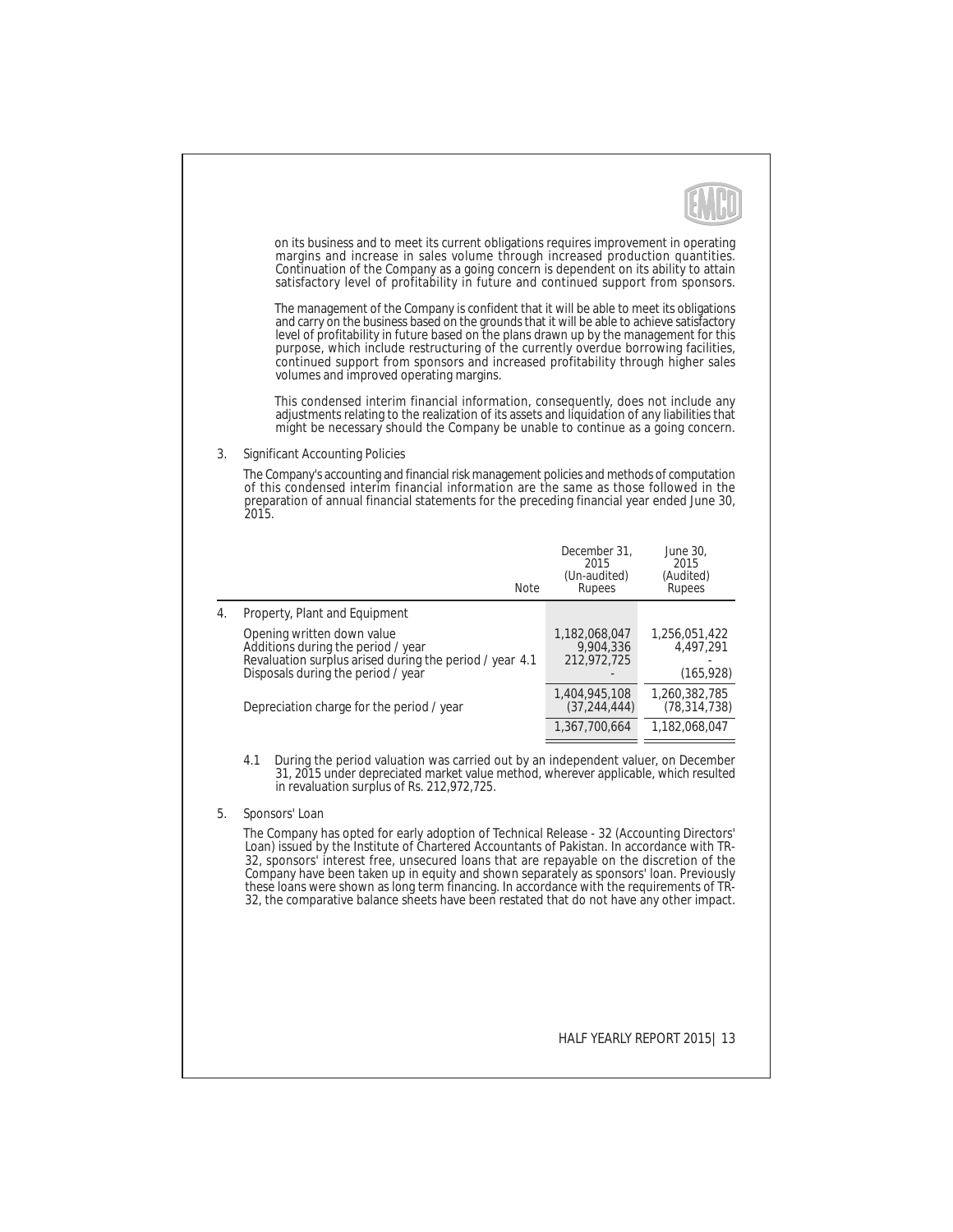on its business and to meet its current obligations requires improvement in operating margins and increase in sales volume through increased production quantities. Continuation of the Company as a going concern is dependent on its ability to attain satisfactory level of profitability in future and continued support from sponsors.

The management of the Company is confident that it will be able to meet its obligations and carry on the business based on the grounds that it will be able to achieve satisfactory level of profitability in future based on the plans drawn up by the management for this purpose, which include restructuring of the currently overdue borrowing facilities, continued support from sponsors and increased profitability through higher sales volumes and improved operating margins.

This condensed interim financial information, consequently, does not include any adjustments relating to the realization of its assets and liquidation of any liabilities that might be necessary should the Company be unable to continue as a going concern.

3. Significant Accounting Policies

The Company's accounting and financial risk management policies and methods of computation of this condensed interim financial information are the same as those followed in the preparation of annual financial statements for the preceding financial year ended June 30, 2015.

| | Note | December 31, 2015 (Un-audited) Rupees | June 30, 2015 (Audited) Rupees |
|---|---|---|---|
| **4. Property, Plant and Equipment** | | | |
| Opening written down value | | 1,182,068,047 | 1,256,051,422 |
| Additions during the period / year | | 9,904,336 | 4,497,291 |
| Revaluation surplus arised during the period / year | 4.1 | 212,972,725 | - |
| Disposals during the period / year | | - | (165,928) |
| | | 1,404,945,108 | 1,260,382,785 |
| Depreciation charge for the period / year | | (37,244,444) | (78,314,738) |
| | | 1,367,700,664 | 1,182,068,047 |

4.1 During the period valuation was carried out by an independent valuer, on December 31, 2015 under depreciated market value method, wherever applicable, which resulted in revaluation surplus of Rs. 212,972,725.

5. Sponsors' Loan

The Company has opted for early adoption of Technical Release - 32 (Accounting Directors' Loan) issued by the Institute of Chartered Accountants of Pakistan. In accordance with TR-32, sponsors' interest free, unsecured loans that are repayable on the discretion of the Company have been taken up in equity and shown separately as sponsors' loan. Previously these loans were shown as long term financing. In accordance with the requirements of TR-32, the comparative balance sheets have been restated that do not have any other impact.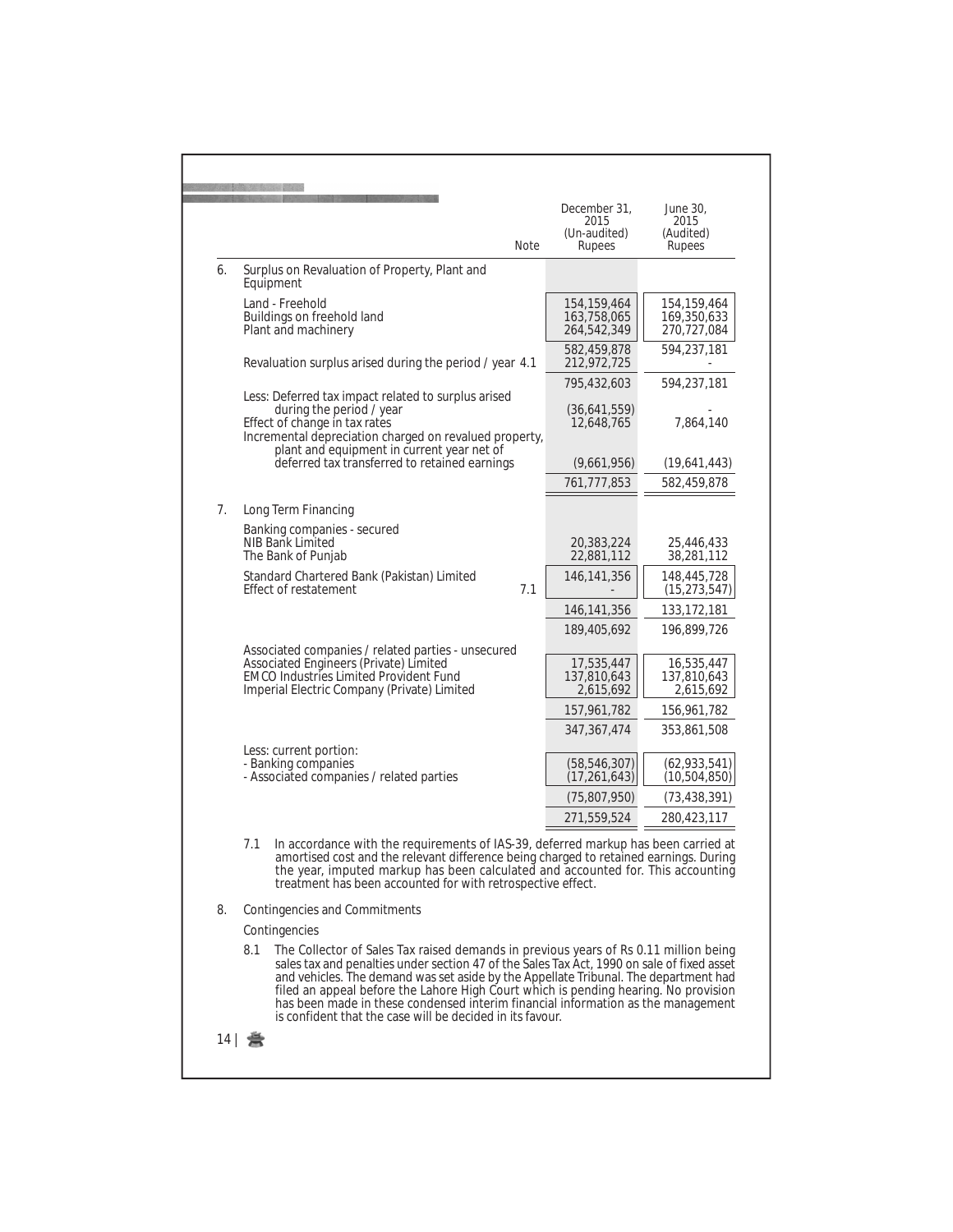| | Note | December 31, 2015 (Un-audited) Rupees | June 30, 2015 (Audited) Rupees |
|---|---|---|---|
| **6. Surplus on Revaluation of Property, Plant and Equipment** | | | |
| Land - Freehold | | 154,159,464 | 154,159,464 |
| Buildings on freehold land | | 163,758,065 | 169,350,633 |
| Plant and machinery | | 264,542,349 | 270,727,084 |
| | | 582,459,878 | 594,237,181 |
| Revaluation surplus arised during the period / year | 4.1 | 212,972,725 | - |
| | | 795,432,603 | 594,237,181 |
| Less: Deferred tax impact related to surplus arised during the period / year | | (36,641,559) | - |
| Effect of change in tax rates | | 12,648,765 | 7,864,140 |
| Incremental depreciation charged on revalued property, plant and equipment in current year net of deferred tax transferred to retained earnings | | (9,661,956) | (19,641,443) |
| | | 761,777,853 | 582,459,878 |
| **7. Long Term Financing** | | | |
| Banking companies - secured | | | |
| NIB Bank Limited | | 20,383,224 | 25,446,433 |
| The Bank of Punjab | | 22,881,112 | 38,281,112 |
| Standard Chartered Bank (Pakistan) Limited | | 146,141,356 | 148,445,728 |
| Effect of restatement | 7.1 | - | (15,273,547) |
| | | 146,141,356 | 133,172,181 |
| | | 189,405,692 | 196,899,726 |
| Associated companies / related parties - unsecured | | | |
| Associated Engineers (Private) Limited | | 17,535,447 | 16,535,447 |
| EMCO Industries Limited Provident Fund | | 137,810,643 | 137,810,643 |
| Imperial Electric Company (Private) Limited | | 2,615,692 | 2,615,692 |
| | | 157,961,782 | 156,961,782 |
| | | 347,367,474 | 353,861,508 |
| Less: current portion: | | | |
| - Banking companies | | (58,546,307) | (62,933,541) |
| - Associated companies / related parties | | (17,261,643) | (10,504,850) |
| | | (75,807,950) | (73,438,391) |
| | | 271,559,524 | 280,423,117 |

7.1 In accordance with the requirements of IAS-39, deferred markup has been carried at amortised cost and the relevant difference being charged to retained earnings. During the year, imputed markup has been calculated and accounted for. This accounting treatment has been accounted for with retrospective effect.

## 8. Contingencies and Commitments

Contingencies

8.1 The Collector of Sales Tax raised demands in previous years of Rs 0.11 million being sales tax and penalties under section 47 of the Sales Tax Act, 1990 on sale of fixed asset and vehicles. The demand was set aside by the Appellate Tribunal. The department had filed an appeal before the Lahore High Court which is pending hearing. No provision has been made in these condensed interim financial information as the management is confident that the case will be decided in its favour.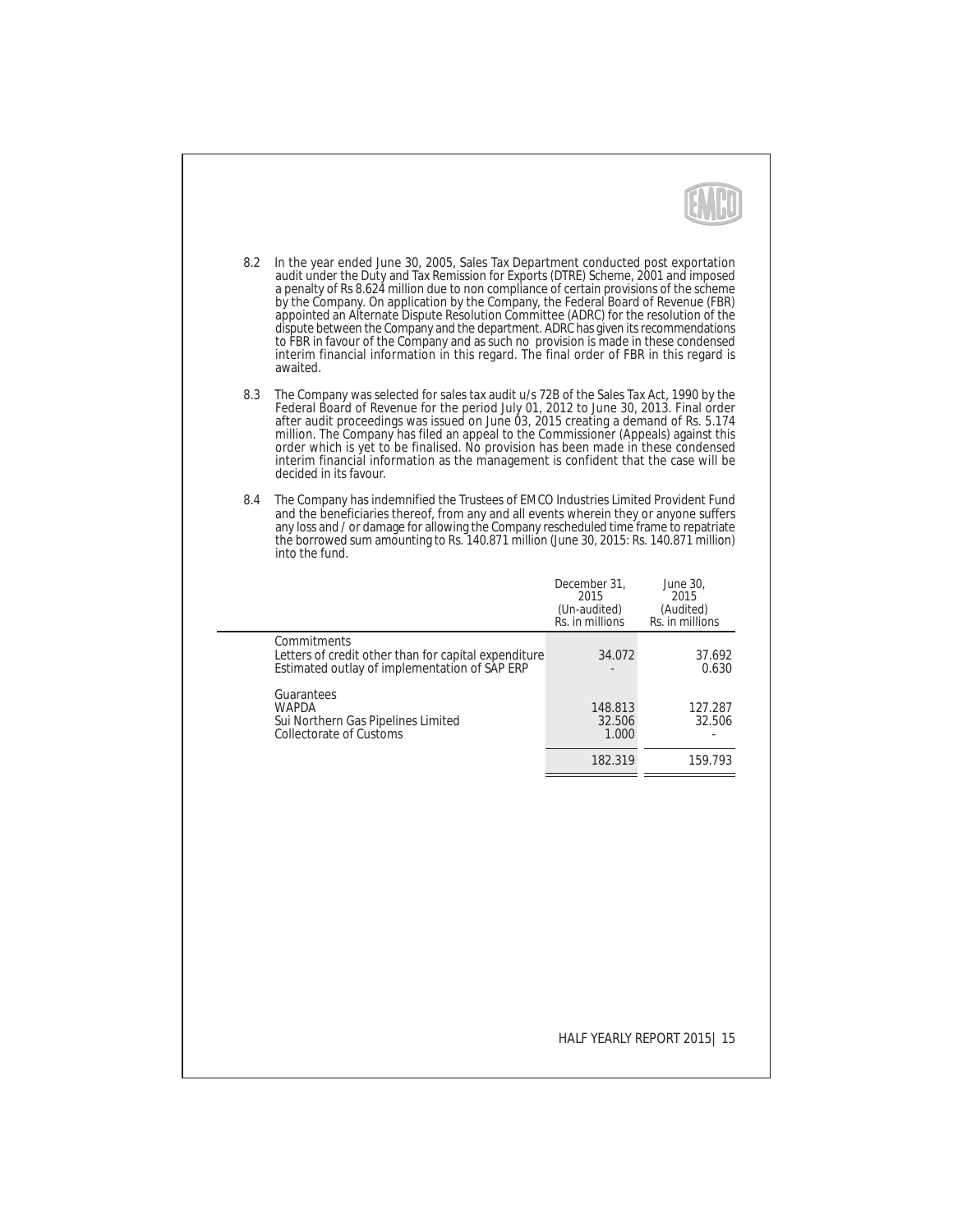8.2 In the year ended June 30, 2005, Sales Tax Department conducted post exportation audit under the Duty and Tax Remission for Exports (DTRE) Scheme, 2001 and imposed a penalty of Rs 8.624 million due to non compliance of certain provisions of the scheme by the Company. On application by the Company, the Federal Board of Revenue (FBR) appointed an Alternate Dispute Resolution Committee (ADRC) for the resolution of the dispute between the Company and the department. ADRC has given its recommendations to FBR in favour of the Company and as such no provision is made in these condensed interim financial information in this regard. The final order of FBR in this regard is awaited.

8.3 The Company was selected for sales tax audit u/s 72B of the Sales Tax Act, 1990 by the Federal Board of Revenue for the period July 01, 2012 to June 30, 2013. Final order after audit proceedings was issued on June 03, 2015 creating a demand of Rs. 5.174 million. The Company has filed an appeal to the Commissioner (Appeals) against this order which is yet to be finalised. No provision has been made in these condensed interim financial information as the management is confident that the case will be decided in its favour.

8.4 The Company has indemnified the Trustees of EMCO Industries Limited Provident Fund and the beneficiaries thereof, from any and all events wherein they or anyone suffers any loss and / or damage for allowing the Company rescheduled time frame to repatriate the borrowed sum amounting to Rs. 140.871 million (June 30, 2015: Rs. 140.871 million) into the fund.

| | December 31, 2015 (Un-audited) Rs. in millions | June 30, 2015 (Audited) Rs. in millions |
|---|---|---|
| Commitments | | |
| Letters of credit other than for capital expenditure | 34.072 | 37.692 |
| Estimated outlay of implementation of SAP ERP | - | 0.630 |
| Guarantees | | |
| WAPDA | 148.813 | 127.287 |
| Sui Northern Gas Pipelines Limited | 32.506 | 32.506 |
| Collectorate of Customs | 1.000 | - |
| | 182.319 | 159.793 |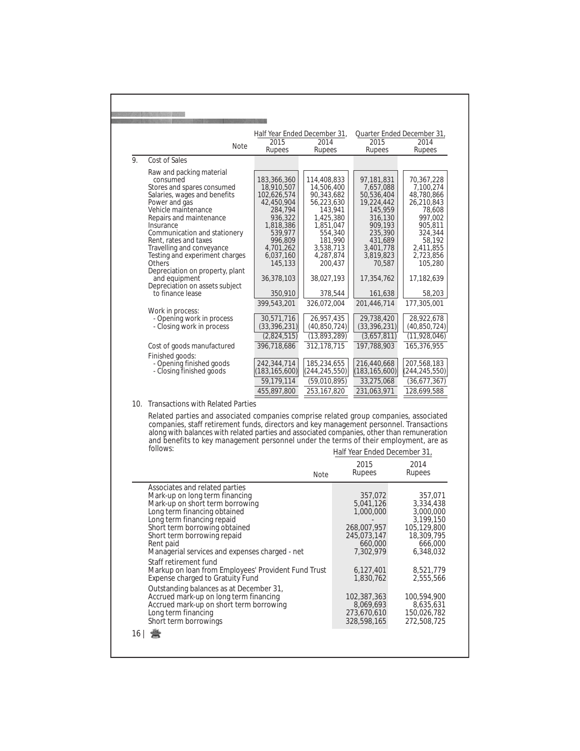|  | Note | Half Year Ended December 31, 2015 Rupees | Half Year Ended December 31, 2014 Rupees | Quarter Ended December 31, 2015 Rupees | Quarter Ended December 31, 2014 Rupees |
|---|---|---|---|---|---|
| **9. Cost of Sales** | | | | | |
| Raw and packing material consumed | | 183,366,360 | 114,408,833 | 97,181,831 | 70,367,228 |
| Stores and spares consumed | | 18,910,507 | 14,506,400 | 7,657,088 | 7,100,274 |
| Salaries, wages and benefits | | 102,626,574 | 90,343,682 | 50,536,404 | 48,780,866 |
| Power and gas | | 42,450,904 | 56,223,630 | 19,224,442 | 26,210,843 |
| Vehicle maintenance | | 284,794 | 143,941 | 145,959 | 78,608 |
| Repairs and maintenance | | 936,322 | 1,425,380 | 316,130 | 997,002 |
| Insurance | | 1,818,386 | 1,851,047 | 909,193 | 905,811 |
| Communication and stationery | | 539,977 | 554,340 | 235,390 | 324,344 |
| Rent, rates and taxes | | 996,809 | 181,990 | 431,689 | 58,192 |
| Travelling and conveyance | | 4,701,262 | 3,538,713 | 3,401,778 | 2,411,855 |
| Testing and experiment charges | | 6,037,160 | 4,287,874 | 3,819,823 | 2,723,856 |
| Others | | 145,133 | 200,437 | 70,587 | 105,280 |
| Depreciation on property, plant and equipment | | 36,378,103 | 38,027,193 | 17,354,762 | 17,182,639 |
| Depreciation on assets subject to finance lease | | 350,910 | 378,544 | 161,638 | 58,203 |
| | | 399,543,201 | 326,072,004 | 201,446,714 | 177,305,001 |
| Work in process: | | | | | |
| - Opening work in process | | 30,571,716 | 26,957,435 | 29,738,420 | 28,922,678 |
| - Closing work in process | | (33,396,231) | (40,850,724) | (33,396,231) | (40,850,724) |
| | | (2,824,515) | (13,893,289) | (3,657,811) | (11,928,046) |
| Cost of goods manufactured | | 396,718,686 | 312,178,715 | 197,788,903 | 165,376,955 |
| Finished goods: | | | | | |
| - Opening finished goods | | 242,344,714 | 185,234,655 | 216,440,668 | 207,568,183 |
| - Closing finished goods | | (183,165,600) | (244,245,550) | (183,165,600) | (244,245,550) |
| | | 59,179,114 | (59,010,895) | 33,275,068 | (36,677,367) |
| | | 455,897,800 | 253,167,820 | 231,063,971 | 128,699,588 |

## 10. Transactions with Related Parties

Related parties and associated companies comprise related group companies, associated companies, staff retirement funds, directors and key management personnel. Transactions along with balances with related parties and associated companies, other than remuneration and benefits to key management personnel under the terms of their employment, are as follows:

|  | Note | Half Year Ended December 31, 2015 Rupees | Half Year Ended December 31, 2014 Rupees |
|---|---|---|---|
| **Associates and related parties** | | | |
| Mark-up on long term financing | | 357,072 | 357,071 |
| Mark-up on short term borrowing | | 5,041,126 | 3,334,438 |
| Long term financing obtained | | 1,000,000 | 3,000,000 |
| Long term financing repaid | | - | 3,199,150 |
| Short term borrowing obtained | | 268,007,957 | 105,129,800 |
| Short term borrowing repaid | | 245,073,147 | 18,309,795 |
| Rent paid | | 660,000 | 666,000 |
| Managerial services and expenses charged - net | | 7,302,979 | 6,348,032 |
| **Staff retirement fund** | | | |
| Markup on loan from Employees' Provident Fund Trust | | 6,127,401 | 8,521,779 |
| Expense charged to Gratuity Fund | | 1,830,762 | 2,555,566 |
| **Outstanding balances as at December 31,** | | | |
| Accrued mark-up on long term financing | | 102,387,363 | 100,594,900 |
| Accrued mark-up on short term borrowing | | 8,069,693 | 8,635,631 |
| Long term financing | | 273,670,610 | 150,026,782 |
| Short term borrowings | | 328,598,165 | 272,508,725 |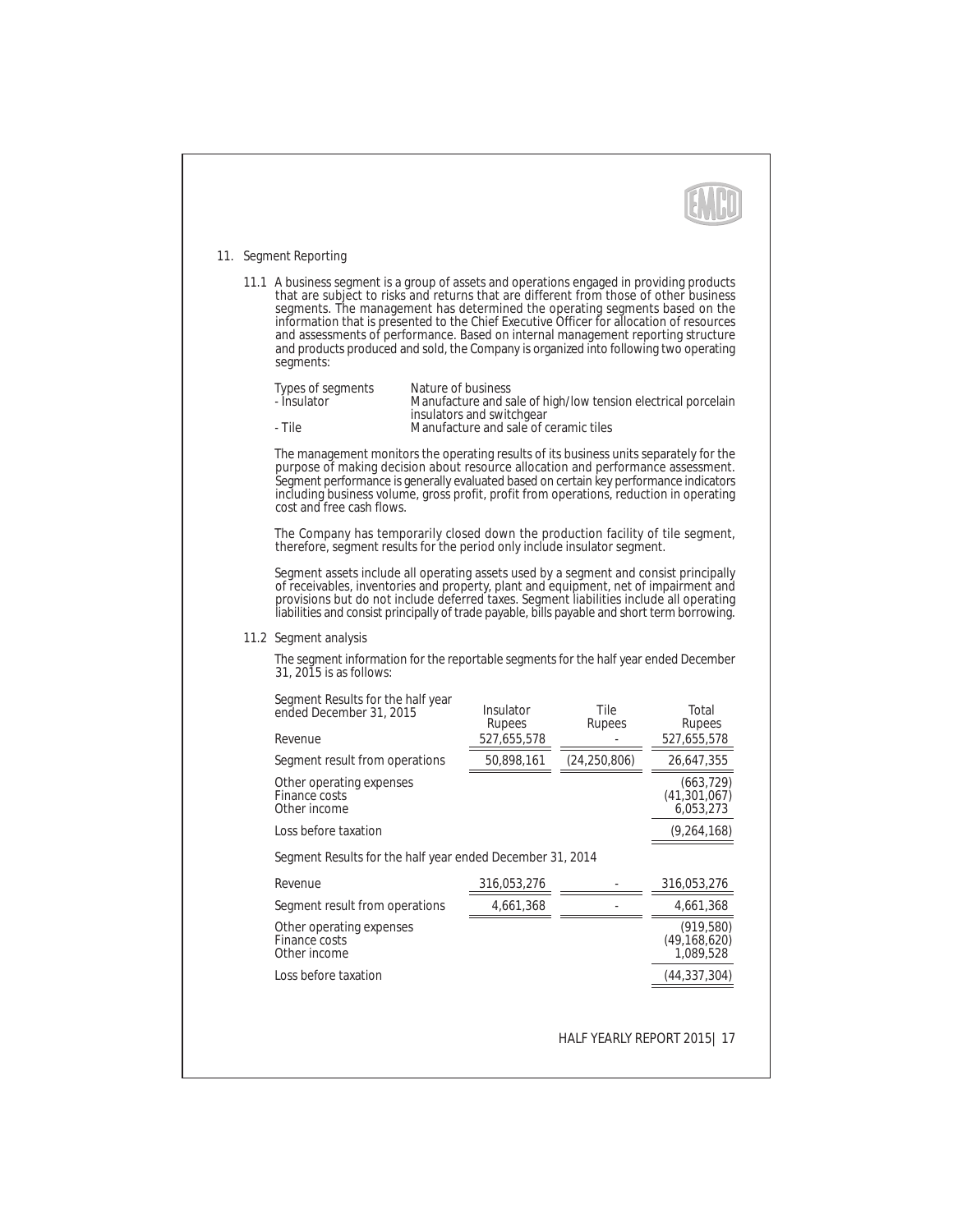## 11. Segment Reporting

11.1 A business segment is a group of assets and operations engaged in providing products that are subject to risks and returns that are different from those of other business segments. The management has determined the operating segments based on the information that is presented to the Chief Executive Officer for allocation of resources and assessments of performance. Based on internal management reporting structure and products produced and sold, the Company is organized into following two operating segments:

| Types of segments | Nature of business |
|---|---|
| - Insulator | Manufacture and sale of high/low tension electrical porcelain insulators and switchgear |
| - Tile | Manufacture and sale of ceramic tiles |

The management monitors the operating results of its business units separately for the purpose of making decision about resource allocation and performance assessment. Segment performance is generally evaluated based on certain key performance indicators including business volume, gross profit, profit from operations, reduction in operating cost and free cash flows.

The Company has temporarily closed down the production facility of tile segment, therefore, segment results for the period only include insulator segment.

Segment assets include all operating assets used by a segment and consist principally of receivables, inventories and property, plant and equipment, net of impairment and provisions but do not include deferred taxes. Segment liabilities include all operating liabilities and consist principally of trade payable, bills payable and short term borrowing.

11.2 Segment analysis

The segment information for the reportable segments for the half year ended December 31, 2015 is as follows:

| Segment Results for the half year ended December 31, 2015 | Insulator Rupees | Tile Rupees | Total Rupees |
|---|---|---|---|
| Revenue | 527,655,578 | - | 527,655,578 |
| Segment result from operations | 50,898,161 | (24,250,806) | 26,647,355 |
| Other operating expenses | | | (663,729) |
| Finance costs | | | (41,301,067) |
| Other income | | | 6,053,273 |
| Loss before taxation | | | (9,264,168) |
| **Segment Results for the half year ended December 31, 2014** | | | |
| Revenue | 316,053,276 | - | 316,053,276 |
| Segment result from operations | 4,661,368 | - | 4,661,368 |
| Other operating expenses | | | (919,580) |
| Finance costs | | | (49,168,620) |
| Other income | | | 1,089,528 |
| Loss before taxation | | | (44,337,304) |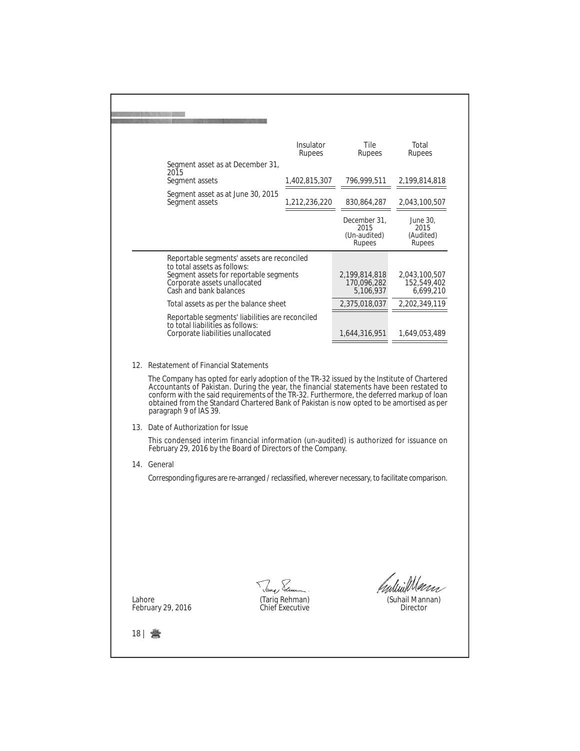| | Insulator Rupees | Tile Rupees | Total Rupees |
|---|---|---|---|
| Segment asset as at December 31, 2015 | | | |
| Segment assets | 1,402,815,307 | 796,999,511 | 2,199,814,818 |
| Segment asset as at June 30, 2015 | | | |
| Segment assets | 1,212,236,220 | 830,864,287 | 2,043,100,507 |

| | December 31, 2015 (Un-audited) Rupees | June 30, 2015 (Audited) Rupees |
|---|---|---|
| Reportable segments' assets are reconciled to total assets as follows: | | |
| Segment assets for reportable segments | 2,199,814,818 | 2,043,100,507 |
| Corporate assets unallocated | 170,096,282 | 152,549,402 |
| Cash and bank balances | 5,106,937 | 6,699,210 |
| Total assets as per the balance sheet | 2,375,018,037 | 2,202,349,119 |
| Reportable segments' liabilities are reconciled to total liabilities as follows: | | |
| Corporate liabilities unallocated | 1,644,316,951 | 1,649,053,489 |

12. Restatement of Financial Statements

The Company has opted for early adoption of the TR-32 issued by the Institute of Chartered Accountants of Pakistan. During the year, the financial statements have been restated to conform with the said requirements of the TR-32. Furthermore, the deferred markup of loan obtained from the Standard Chartered Bank of Pakistan is now opted to be amortised as per paragraph 9 of IAS 39.

13. Date of Authorization for Issue

This condensed interim financial information (un-audited) is authorized for issuance on February 29, 2016 by the Board of Directors of the Company.

14. General

Corresponding figures are re-arranged / reclassified, wherever necessary, to facilitate comparison.

Lahore
February 29, 2016

(Tariq Rehman)
Chief Executive

(Suhail Mannan)
Director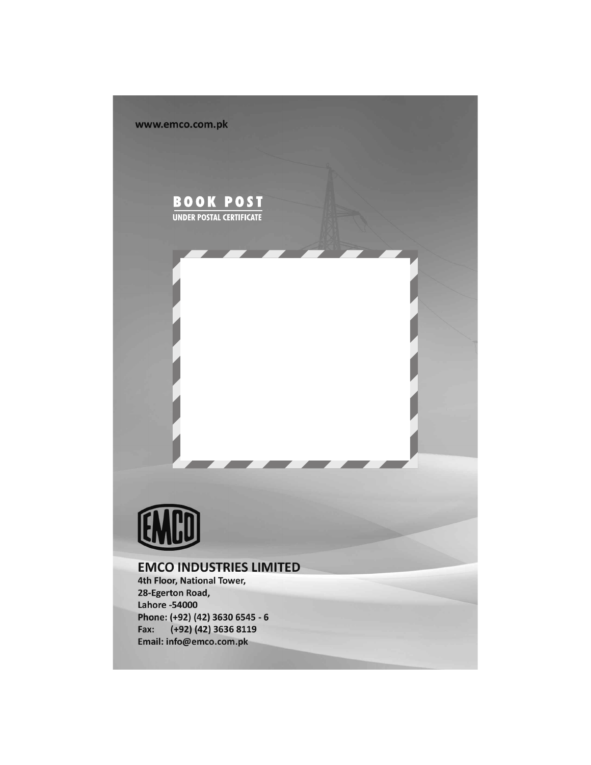www.emco.com.pk

**B O O K   P O S T**

**UNDER POSTAL CERTIFICATE**

EMCO

## EMCO INDUSTRIES LIMITED

**4th Floor, National Tower,**
**28-Egerton Road,**
**Lahore -54000**
**Phone: (+92) (42) 3630 6545 - 6**
**Fax: (+92) (42) 3636 8119**
**Email: info@emco.com.pk**